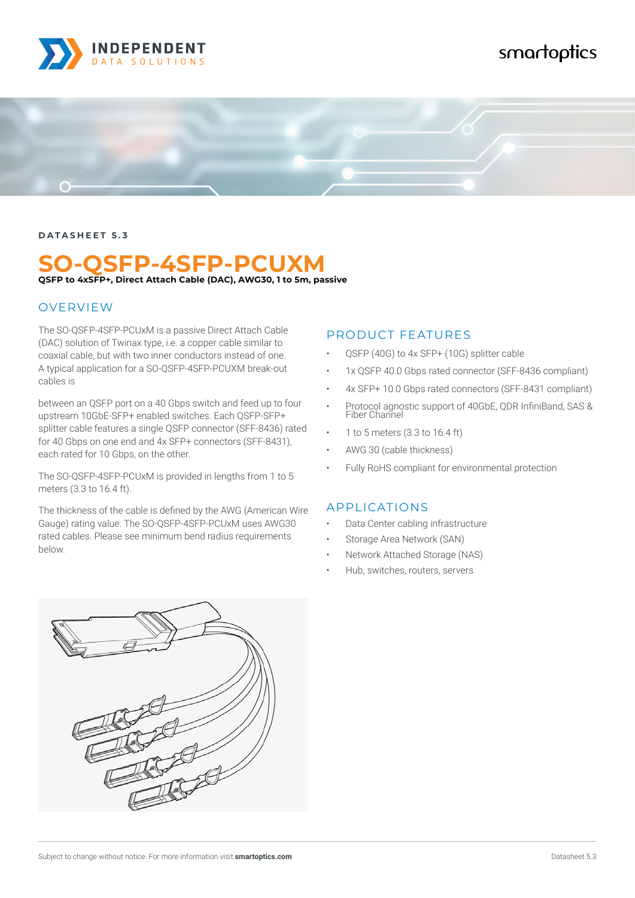DATASHEET 5.3

# SO-QSFP-4SFP-PCUXM

**QSFP to 4xSFP+, Direct Attach Cable (DAC), AWG30, 1 to 5m, passive**

## OVERVIEW

The SO-QSFP-4SFP-PCUxM is a passive Direct Attach Cable (DAC) solution of Twinax type, i.e. a copper cable similar to coaxial cable, but with two inner conductors instead of one. A typical application for a SO-QSFP-4SFP-PCUXM break-out cables is

between an QSFP port on a 40 Gbps switch and feed up to four upstream 10GbE-SFP+ enabled switches. Each QSFP-SFP+ splitter cable features a single QSFP connector (SFF-8436) rated for 40 Gbps on one end and 4x SFP+ connectors (SFF-8431), each rated for 10 Gbps, on the other.

The SO-QSFP-4SFP-PCUxM is provided in lengths from 1 to 5 meters (3.3 to 16.4 ft).

The thickness of the cable is defined by the AWG (American Wire Gauge) rating value. The SO-QSFP-4SFP-PCUxM uses AWG30 rated cables. Please see minimum bend radius requirements below.

## PRODUCT FEATURES

- QSFP (40G) to 4x SFP+ (10G) splitter cable
- 1x QSFP 40.0 Gbps rated connector (SFF-8436 compliant)
- 4x SFP+ 10.0 Gbps rated connectors (SFF-8431 compliant)
- Protocol agnostic support of 40GbE, QDR InfiniBand, SAS & Fiber Channel
- 1 to 5 meters (3.3 to 16.4 ft)
- AWG 30 (cable thickness)
- Fully RoHS compliant for environmental protection

## APPLICATIONS

- Data Center cabling infrastructure
- Storage Area Network (SAN)
- Network Attached Storage (NAS)
- Hub, switches, routers, servers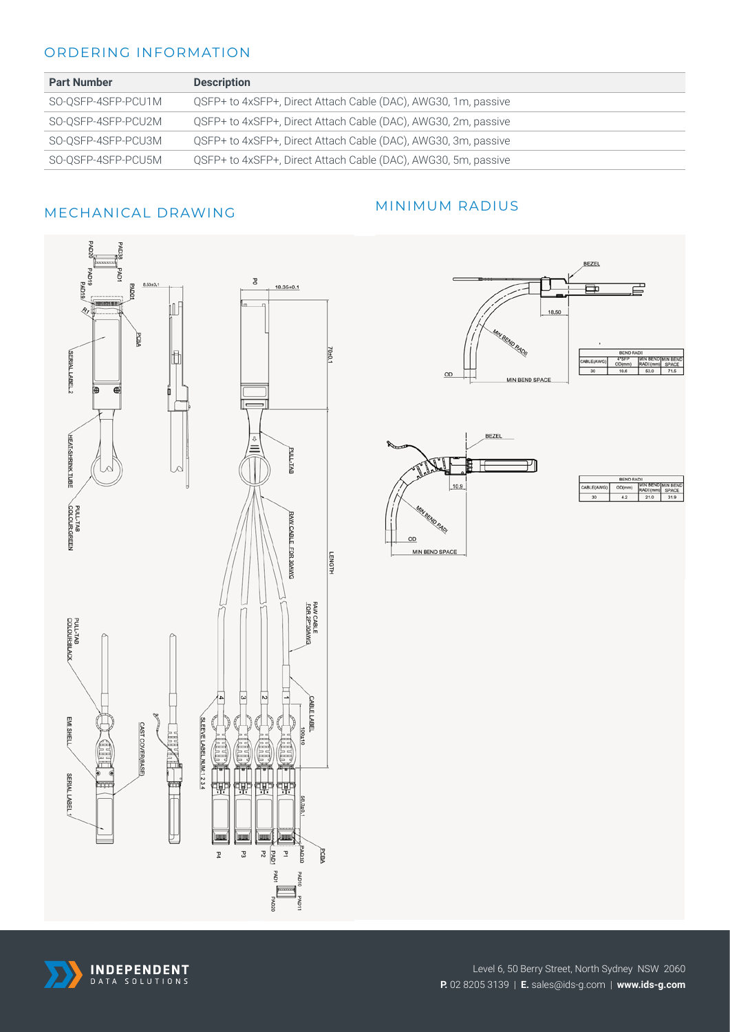## ORDERING INFORMATION

| Part Number | Description |
| --- | --- |
| SO-QSFP-4SFP-PCU1M | QSFP+ to 4xSFP+, Direct Attach Cable (DAC), AWG30, 1m, passive |
| SO-QSFP-4SFP-PCU2M | QSFP+ to 4xSFP+, Direct Attach Cable (DAC), AWG30, 2m, passive |
| SO-QSFP-4SFP-PCU3M | QSFP+ to 4xSFP+, Direct Attach Cable (DAC), AWG30, 3m, passive |
| SO-QSFP-4SFP-PCU5M | QSFP+ to 4xSFP+, Direct Attach Cable (DAC), AWG30, 5m, passive |

## MECHANICAL DRAWING

PAD20 PAD38 PAD19 PAD1 PAD01 R1 PCBA 8.50±0.1 P0 18.35±0.1 70±0.1

SERIAL LABEL 2

HEAT-SHRINK TUBE

PULL-TAB COLOUR:GREEN

PULL-TAB

RAW CABLE FOR 30AWG

LENGTH

RAW CABLE FOR 2P-30AWG

PULL-TAB COLOUR:BLACK

CABLE LABEL

EMI SHELL

CAST COVER(BASE)

SLEEVE LABEL NUM: 1 2 3 4

100±10

SERIAL LABEL 1

56.3±0.1

P4 P3 P2 P1 PAD1 PAD10 PCBA PAD1 PAD10 PAD11 PAD20

## MINIMUM RADIUS

BEZEL

18.50

MIN BEND RADII

OD

MIN BEND SPACE

| BEND RADII | | | |
| --- | --- | --- | --- |
| CABLE(AWG) | 4*SFP OD(mm) | MIN BEND RADII(mm) | MIN BEND SPACE |
| 30 | 10.6 | 53.0 | 71.5 |

BEZEL

10.9

MIN BEND RADII

OD

MIN BEND SPACE

| BEND RADII | | | |
| --- | --- | --- | --- |
| CABLE(AWG) | OD(mm) | MIN BEND RADII(mm) | MIN BEND SPACE |
| 30 | 4.2 | 21.0 | 31.9 |

INDEPENDENT DATA SOLUTIONS

Level 6, 50 Berry Street, North Sydney NSW 2060

**P.** 02 8205 3139 | **E.** sales@ids-g.com | **www.ids-g.com**